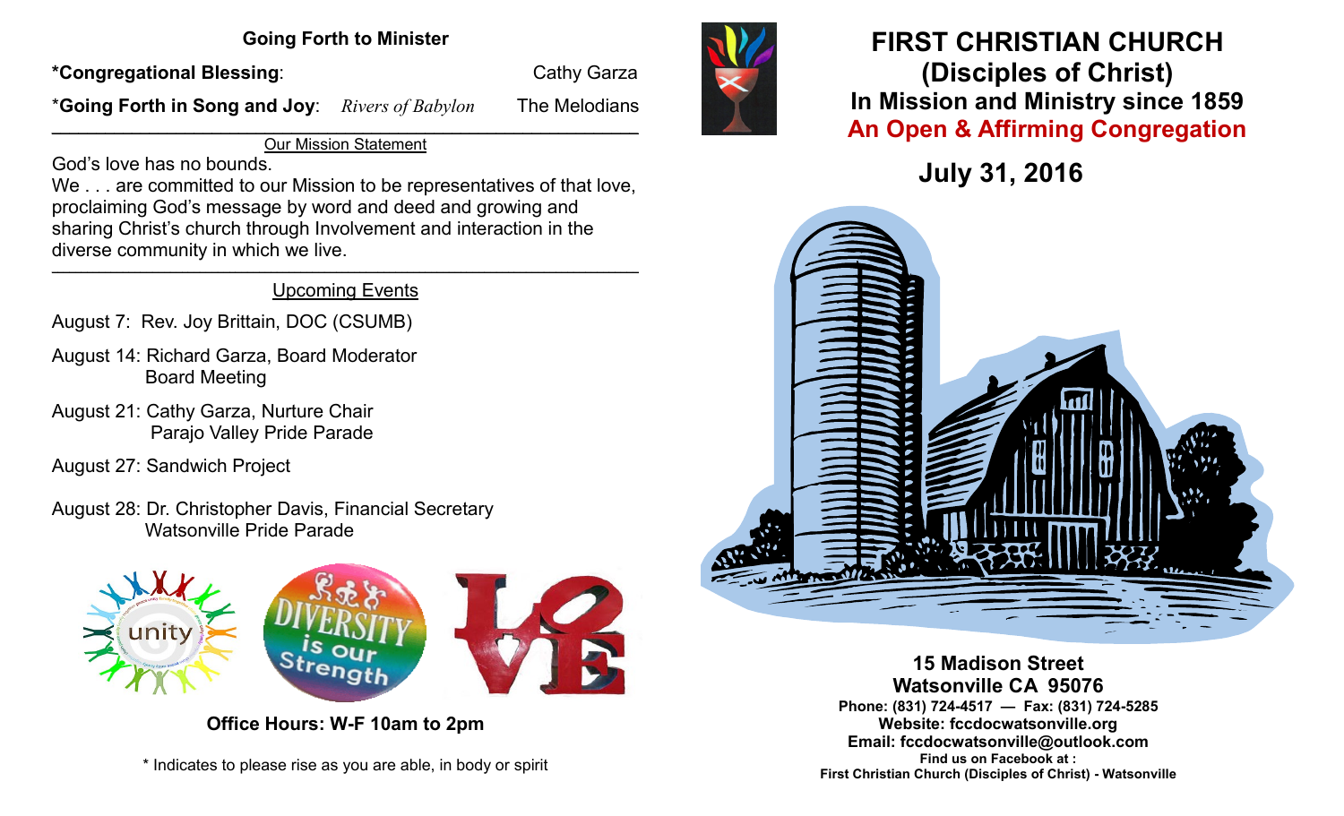### Going Forth to Minister

**\*Congregational Blessing**: Cathy Garza

\***Going Forth in Song and Joy**: *Rivers of Babylon* The Melodians

---

Our Mission Statement

God's love has no bounds.
We . . . are committed to our Mission to be representatives of that love, proclaiming God's message by word and deed and growing and sharing Christ's church through Involvement and interaction in the diverse community in which we live.

---

Upcoming Events

August 7: Rev. Joy Brittain, DOC (CSUMB)

August 14: Richard Garza, Board Moderator
Board Meeting

August 21: Cathy Garza, Nurture Chair
Parajo Valley Pride Parade

August 27: Sandwich Project

August 28: Dr. Christopher Davis, Financial Secretary
Watsonville Pride Parade

**Office Hours: W-F 10am to 2pm**

\* Indicates to please rise as you are able, in body or spirit

# FIRST CHRISTIAN CHURCH (Disciples of Christ)

## In Mission and Ministry since 1859

## An Open & Affirming Congregation

## July 31, 2016

**15 Madison Street**
**Watsonville CA 95076**
**Phone: (831) 724-4517 — Fax: (831) 724-5285**
**Website: fccdocwatsonville.org**
**Email: fccdocwatsonville@outlook.com**
**Find us on Facebook at :**
**First Christian Church (Disciples of Christ) - Watsonville**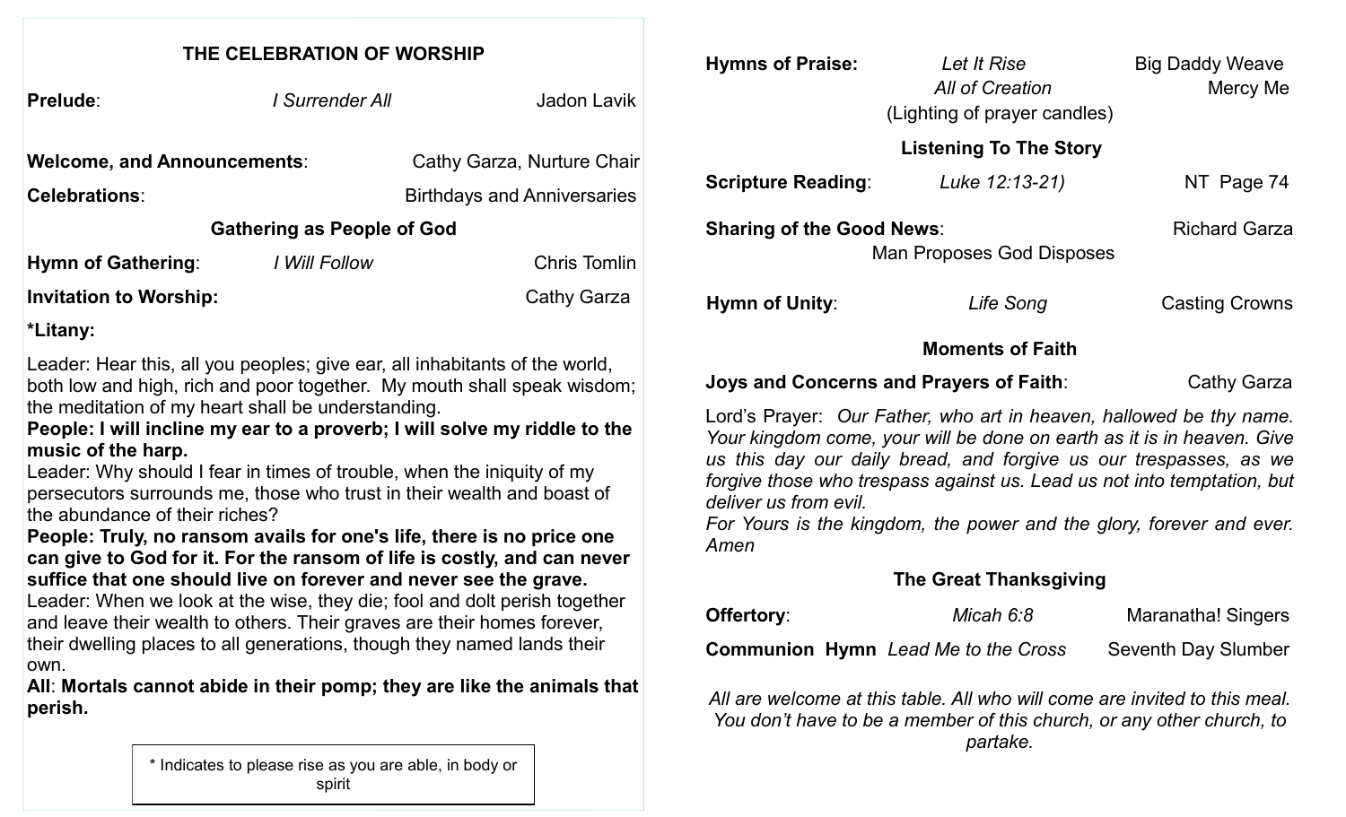## THE CELEBRATION OF WORSHIP

**Prelude**: *I Surrender All* Jadon Lavik

**Welcome, and Announcements**: Cathy Garza, Nurture Chair

**Celebrations**: Birthdays and Anniversaries

### Gathering as People of God

**Hymn of Gathering**: *I Will Follow* Chris Tomlin

**Invitation to Worship:** Cathy Garza

**\*Litany:**

Leader: Hear this, all you peoples; give ear, all inhabitants of the world, both low and high, rich and poor together. My mouth shall speak wisdom; the meditation of my heart shall be understanding.

**People: I will incline my ear to a proverb; I will solve my riddle to the music of the harp.**

Leader: Why should I fear in times of trouble, when the iniquity of my persecutors surrounds me, those who trust in their wealth and boast of the abundance of their riches?

**People: Truly, no ransom avails for one's life, there is no price one can give to God for it. For the ransom of life is costly, and can never suffice that one should live on forever and never see the grave.**

Leader: When we look at the wise, they die; fool and dolt perish together and leave their wealth to others. Their graves are their homes forever, their dwelling places to all generations, though they named lands their own.

**All**: **Mortals cannot abide in their pomp; they are like the animals that perish.**

\* Indicates to please rise as you are able, in body or spirit

**Hymns of Praise:** *Let It Rise* Big Daddy Weave
*All of Creation* Mercy Me
(Lighting of prayer candles)

### Listening To The Story

**Scripture Reading**: *Luke 12:13-21)* NT Page 74

**Sharing of the Good News**: Richard Garza
Man Proposes God Disposes

**Hymn of Unity**: *Life Song* Casting Crowns

### Moments of Faith

**Joys and Concerns and Prayers of Faith**: Cathy Garza

Lord's Prayer: *Our Father, who art in heaven, hallowed be thy name. Your kingdom come, your will be done on earth as it is in heaven. Give us this day our daily bread, and forgive us our trespasses, as we forgive those who trespass against us. Lead us not into temptation, but deliver us from evil.*
*For Yours is the kingdom, the power and the glory, forever and ever. Amen*

### The Great Thanksgiving

**Offertory**: *Micah 6:8* Maranatha! Singers

**Communion Hymn** *Lead Me to the Cross* Seventh Day Slumber

*All are welcome at this table. All who will come are invited to this meal. You don't have to be a member of this church, or any other church, to partake.*